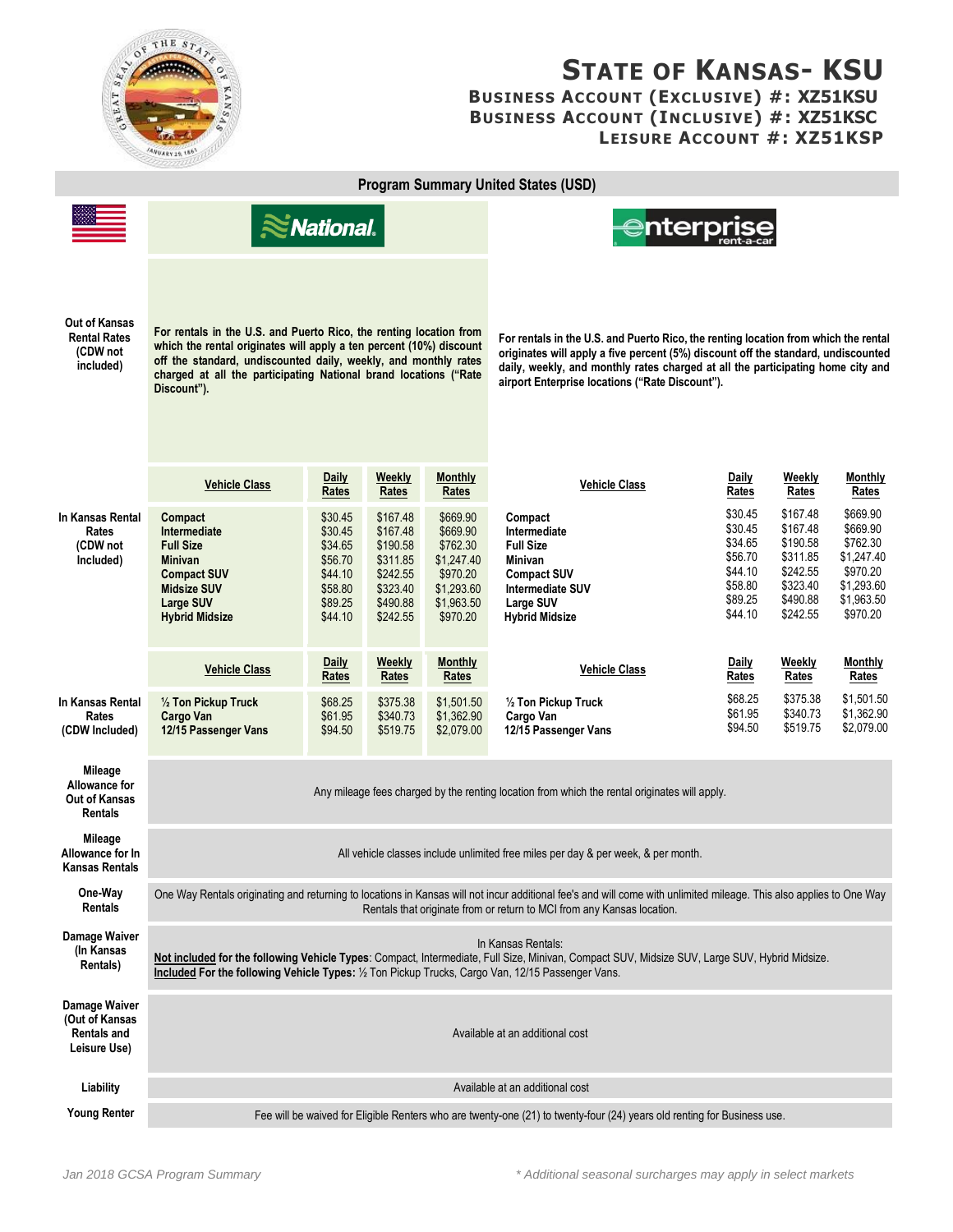# STATE OF KANSAS- KSU

**BUSINESS ACCOUNT (EXCLUSIVE) #: XZ51KSU**
**BUSINESS ACCOUNT (INCLUSIVE) #: XZ51KSC**
**LEISURE ACCOUNT #: XZ51KSP**

## Program Summary United States (USD)

| | National | | | | Enterprise | | | |
|---|---|---|---|---|---|---|---|---|
| **Out of Kansas Rental Rates (CDW not included)** | **For rentals in the U.S. and Puerto Rico, the renting location from which the rental originates will apply a ten percent (10%) discount off the standard, undiscounted daily, weekly, and monthly rates charged at all the participating National brand locations ("Rate Discount").** | | | | **For rentals in the U.S. and Puerto Rico, the renting location from which the rental originates will apply a five percent (5%) discount off the standard, undiscounted daily, weekly, and monthly rates charged at all the participating home city and airport Enterprise locations ("Rate Discount").** | | | |
| | **Vehicle Class** | **Daily Rates** | **Weekly Rates** | **Monthly Rates** | **Vehicle Class** | **Daily Rates** | **Weekly Rates** | **Monthly Rates** |
| **In Kansas Rental Rates (CDW not Included)** | **Compact** | $30.45 | $167.48 | $669.90 | **Compact** | $30.45 | $167.48 | $669.90 |
| | **Intermediate** | $30.45 | $167.48 | $669.90 | **Intermediate** | $30.45 | $167.48 | $669.90 |
| | **Full Size** | $34.65 | $190.58 | $762.30 | **Full Size** | $34.65 | $190.58 | $762.30 |
| | **Minivan** | $56.70 | $311.85 | $1,247.40 | **Minivan** | $56.70 | $311.85 | $1,247.40 |
| | **Compact SUV** | $44.10 | $242.55 | $970.20 | **Compact SUV** | $44.10 | $242.55 | $970.20 |
| | **Midsize SUV** | $58.80 | $323.40 | $1,293.60 | **Intermediate SUV** | $58.80 | $323.40 | $1,293.60 |
| | **Large SUV** | $89.25 | $490.88 | $1,963.50 | **Large SUV** | $89.25 | $490.88 | $1,963.50 |
| | **Hybrid Midsize** | $44.10 | $242.55 | $970.20 | **Hybrid Midsize** | $44.10 | $242.55 | $970.20 |
| | **Vehicle Class** | **Daily Rates** | **Weekly Rates** | **Monthly Rates** | **Vehicle Class** | **Daily Rates** | **Weekly Rates** | **Monthly Rates** |
| **In Kansas Rental Rates (CDW Included)** | **½ Ton Pickup Truck** | $68.25 | $375.38 | $1,501.50 | **½ Ton Pickup Truck** | $68.25 | $375.38 | $1,501.50 |
| | **Cargo Van** | $61.95 | $340.73 | $1,362.90 | **Cargo Van** | $61.95 | $340.73 | $1,362.90 |
| | **12/15 Passenger Vans** | $94.50 | $519.75 | $2,079.00 | **12/15 Passenger Vans** | $94.50 | $519.75 | $2,079.00 |
| **Mileage Allowance for Out of Kansas Rentals** | Any mileage fees charged by the renting location from which the rental originates will apply. | | | | | | | |
| **Mileage Allowance for In Kansas Rentals** | All vehicle classes include unlimited free miles per day & per week, & per month. | | | | | | | |
| **One-Way Rentals** | One Way Rentals originating and returning to locations in Kansas will not incur additional fee's and will come with unlimited mileage. This also applies to One Way Rentals that originate from or return to MCI from any Kansas location. | | | | | | | |
| **Damage Waiver (In Kansas Rentals)** | In Kansas Rentals: **Not included for the following Vehicle Types**: Compact, Intermediate, Full Size, Minivan, Compact SUV, Midsize SUV, Large SUV, Hybrid Midsize. **Included For the following Vehicle Types:** ½ Ton Pickup Trucks, Cargo Van, 12/15 Passenger Vans. | | | | | | | |
| **Damage Waiver (Out of Kansas Rentals and Leisure Use)** | Available at an additional cost | | | | | | | |
| **Liability** | Available at an additional cost | | | | | | | |
| **Young Renter** | Fee will be waived for Eligible Renters who are twenty-one (21) to twenty-four (24) years old renting for Business use. | | | | | | | |

*Jan 2018 GCSA Program Summary*

*\* Additional seasonal surcharges may apply in select markets*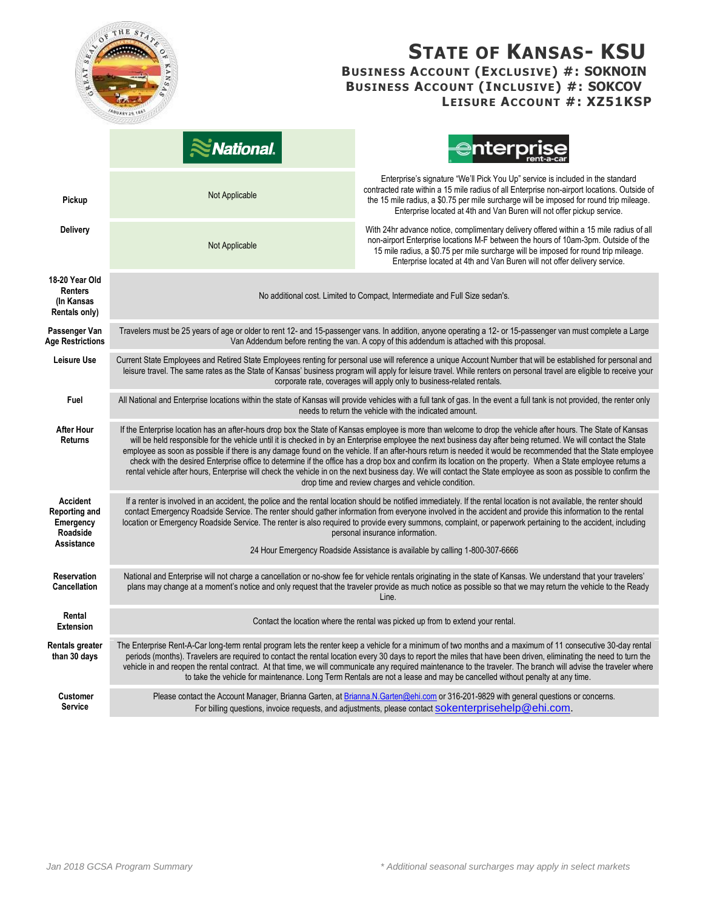# State of Kansas- KSU

**Business Account (Exclusive) #: SOKNOIN**
**Business Account (Inclusive) #: SOKCOV**
**Leisure Account #: XZ51KSP**

| | National | Enterprise |
|---|---|---|
| **Pickup** | Not Applicable | Enterprise's signature "We'll Pick You Up" service is included in the standard contracted rate within a 15 mile radius of all Enterprise non-airport locations. Outside of the 15 mile radius, a $0.75 per mile surcharge will be imposed for round trip mileage. Enterprise located at 4th and Van Buren will not offer pickup service. |
| **Delivery** | Not Applicable | With 24hr advance notice, complimentary delivery offered within a 15 mile radius of all non-airport Enterprise locations M-F between the hours of 10am-3pm. Outside of the 15 mile radius, a $0.75 per mile surcharge will be imposed for round trip mileage. Enterprise located at 4th and Van Buren will not offer delivery service. |
| **18-20 Year Old Renters (In Kansas Rentals only)** | No additional cost. Limited to Compact, Intermediate and Full Size sedan's. | |
| **Passenger Van Age Restrictions** | Travelers must be 25 years of age or older to rent 12- and 15-passenger vans. In addition, anyone operating a 12- or 15-passenger van must complete a Large Van Addendum before renting the van. A copy of this addendum is attached with this proposal. | |
| **Leisure Use** | Current State Employees and Retired State Employees renting for personal use will reference a unique Account Number that will be established for personal and leisure travel. The same rates as the State of Kansas' business program will apply for leisure travel. While renters on personal travel are eligible to receive your corporate rate, coverages will apply only to business-related rentals. | |
| **Fuel** | All National and Enterprise locations within the state of Kansas will provide vehicles with a full tank of gas. In the event a full tank is not provided, the renter only needs to return the vehicle with the indicated amount. | |
| **After Hour Returns** | If the Enterprise location has an after-hours drop box the State of Kansas employee is more than welcome to drop the vehicle after hours. The State of Kansas will be held responsible for the vehicle until it is checked in by an Enterprise employee the next business day after being returned. We will contact the State employee as soon as possible if there is any damage found on the vehicle. If an after-hours return is needed it would be recommended that the State employee check with the desired Enterprise office to determine if the office has a drop box and confirm its location on the property. When a State employee returns a rental vehicle after hours, Enterprise will check the vehicle in on the next business day. We will contact the State employee as soon as possible to confirm the drop time and review charges and vehicle condition. | |
| **Accident Reporting and Emergency Roadside Assistance** | If a renter is involved in an accident, the police and the rental location should be notified immediately. If the rental location is not available, the renter should contact Emergency Roadside Service. The renter should gather information from everyone involved in the accident and provide this information to the rental location or Emergency Roadside Service. The renter is also required to provide every summons, complaint, or paperwork pertaining to the accident, including personal insurance information. 24 Hour Emergency Roadside Assistance is available by calling 1-800-307-6666 | |
| **Reservation Cancellation** | National and Enterprise will not charge a cancellation or no-show fee for vehicle rentals originating in the state of Kansas. We understand that your travelers' plans may change at a moment's notice and only request that the traveler provide as much notice as possible so that we may return the vehicle to the Ready Line. | |
| **Rental Extension** | Contact the location where the rental was picked up from to extend your rental. | |
| **Rentals greater than 30 days** | The Enterprise Rent-A-Car long-term rental program lets the renter keep a vehicle for a minimum of two months and a maximum of 11 consecutive 30-day rental periods (months). Travelers are required to contact the rental location every 30 days to report the miles that have been driven, eliminating the need to turn the vehicle in and reopen the rental contract. At that time, we will communicate any required maintenance to the traveler. The branch will advise the traveler where to take the vehicle for maintenance. Long Term Rentals are not a lease and may be cancelled without penalty at any time. | |
| **Customer Service** | Please contact the Account Manager, Brianna Garten, at Brianna.N.Garten@ehi.com or 316-201-9829 with general questions or concerns. For billing questions, invoice requests, and adjustments, please contact sokenterprisehelp@ehi.com. | |

*Jan 2018 GCSA Program Summary*

*\* Additional seasonal surcharges may apply in select markets*